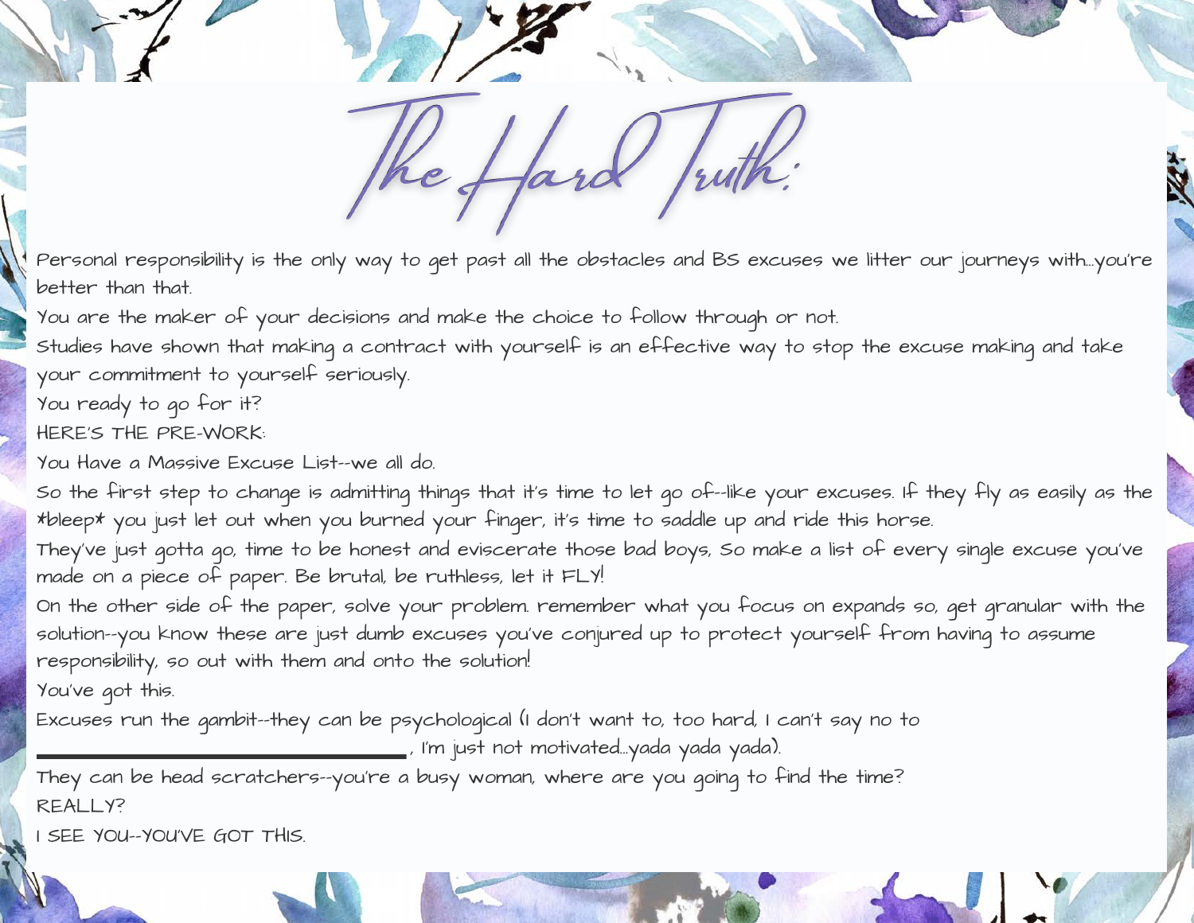# The Hard Truth:

Personal responsibility is the only way to get past all the obstacles and BS excuses we litter our journeys with...you're better than that.

You are the maker of your decisions and make the choice to follow through or not.

Studies have shown that making a contract with yourself is an effective way to stop the excuse making and take your commitment to yourself seriously.

You ready to go for it?

HERE'S THE PRE-WORK:

You Have a Massive Excuse List--we all do.

So the first step to change is admitting things that it's time to let go of--like your excuses. If they fly as easily as the *bleep* you just let out when you burned your finger, it's time to saddle up and ride this horse.

They've just gotta go, time to be honest and eviscerate those bad boys, So make a list of every single excuse you've made on a piece of paper. Be brutal, be ruthless, let it FLY!

On the other side of the paper, solve your problem. remember what you focus on expands so, get granular with the solution--you know these are just dumb excuses you've conjured up to protect yourself from having to assume responsibility, so out with them and onto the solution!

You've got this.

Excuses run the gambit--they can be psychological (I don't want to, too hard, I can't say no to ______________________________, I'm just not motivated...yada yada yada).

They can be head scratchers--you're a busy woman, where are you going to find the time?

REALLY?

I SEE YOU--YOU'VE GOT THIS.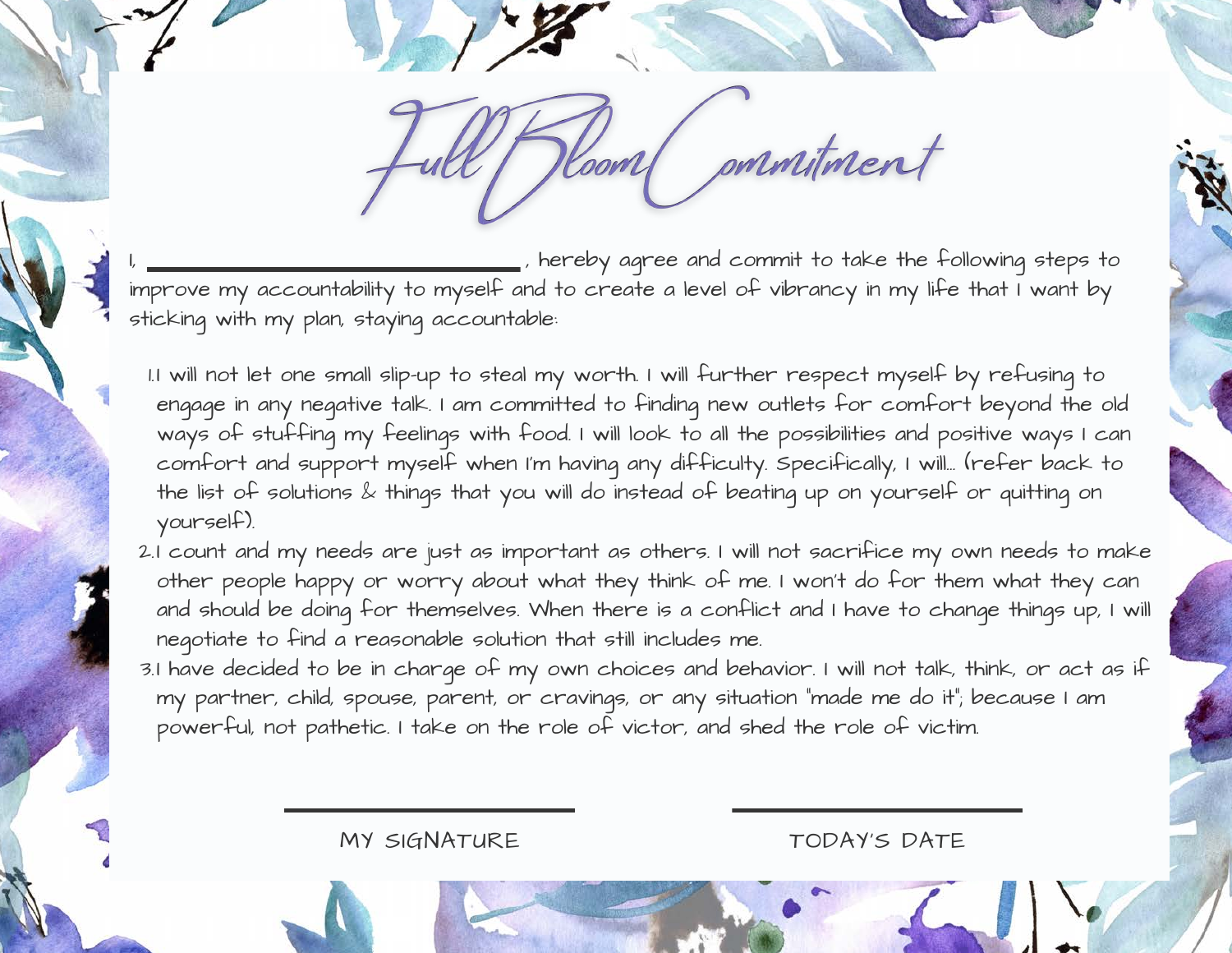# Full Bloom Commitment

I, ______________________________, hereby agree and commit to take the following steps to improve my accountability to myself and to create a level of vibrancy in my life that I want by sticking with my plan, staying accountable:

1. I will not let one small slip-up to steal my worth. I will further respect myself by refusing to engage in any negative talk. I am committed to finding new outlets for comfort beyond the old ways of stuffing my feelings with food. I will look to all the possibilities and positive ways I can comfort and support myself when I'm having any difficulty. Specifically, I will… (refer back to the list of solutions & things that you will do instead of beating up on yourself or quitting on yourself).
2. I count and my needs are just as important as others. I will not sacrifice my own needs to make other people happy or worry about what they think of me. I won't do for them what they can and should be doing for themselves. When there is a conflict and I have to change things up, I will negotiate to find a reasonable solution that still includes me.
3. I have decided to be in charge of my own choices and behavior. I will not talk, think, or act as if my partner, child, spouse, parent, or cravings, or any situation "made me do it"; because I am powerful, not pathetic. I take on the role of victor, and shed the role of victim.

______________________________ MY SIGNATURE

______________________________ TODAY'S DATE